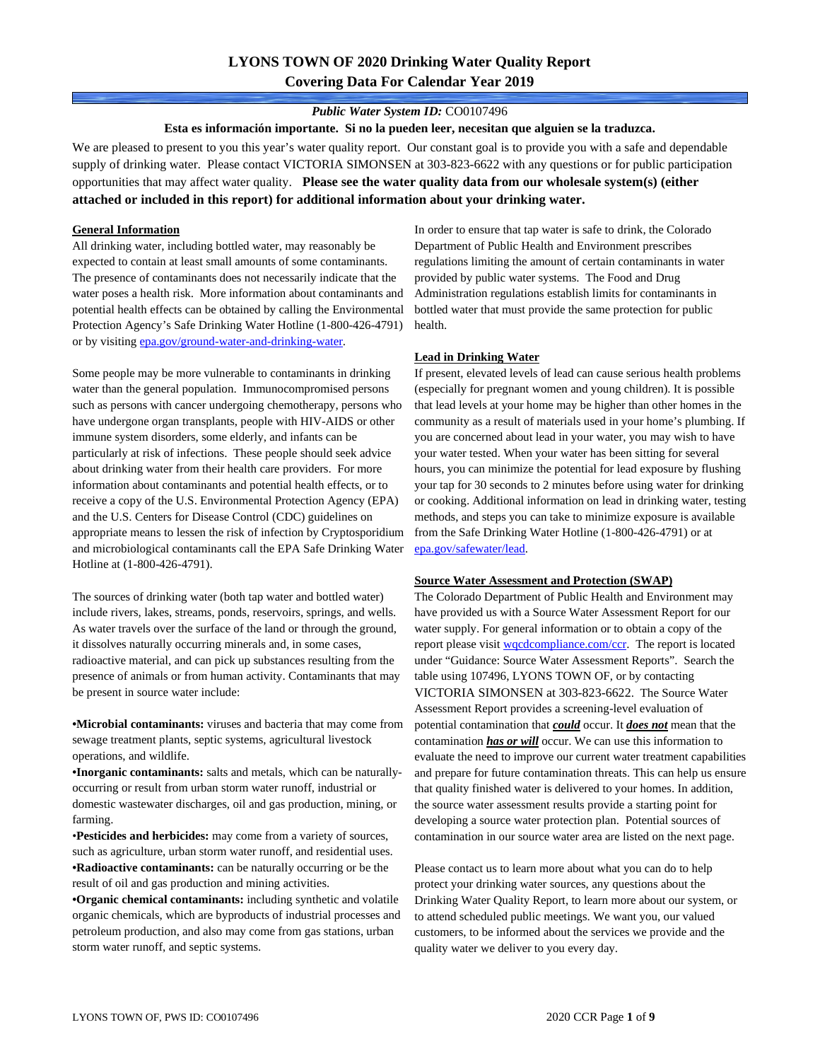# LYONS TOWN OF 2020 Drinking Water Quality Report
## Covering Data For Calendar Year 2019

***Public Water System ID:*** CO0107496

**Esta es información importante. Si no la pueden leer, necesitan que alguien se la traduzca.**

We are pleased to present to you this year's water quality report. Our constant goal is to provide you with a safe and dependable supply of drinking water. Please contact VICTORIA SIMONSEN at 303-823-6622 with any questions or for public participation opportunities that may affect water quality. **Please see the water quality data from our wholesale system(s) (either attached or included in this report) for additional information about your drinking water.**

### General Information

All drinking water, including bottled water, may reasonably be expected to contain at least small amounts of some contaminants. The presence of contaminants does not necessarily indicate that the water poses a health risk. More information about contaminants and potential health effects can be obtained by calling the Environmental Protection Agency's Safe Drinking Water Hotline (1-800-426-4791) or by visiting epa.gov/ground-water-and-drinking-water.

Some people may be more vulnerable to contaminants in drinking water than the general population. Immunocompromised persons such as persons with cancer undergoing chemotherapy, persons who have undergone organ transplants, people with HIV-AIDS or other immune system disorders, some elderly, and infants can be particularly at risk of infections. These people should seek advice about drinking water from their health care providers. For more information about contaminants and potential health effects, or to receive a copy of the U.S. Environmental Protection Agency (EPA) and the U.S. Centers for Disease Control (CDC) guidelines on appropriate means to lessen the risk of infection by Cryptosporidium and microbiological contaminants call the EPA Safe Drinking Water Hotline at (1-800-426-4791).

The sources of drinking water (both tap water and bottled water) include rivers, lakes, streams, ponds, reservoirs, springs, and wells. As water travels over the surface of the land or through the ground, it dissolves naturally occurring minerals and, in some cases, radioactive material, and can pick up substances resulting from the presence of animals or from human activity. Contaminants that may be present in source water include:

- **Microbial contaminants:** viruses and bacteria that may come from sewage treatment plants, septic systems, agricultural livestock operations, and wildlife.
- **Inorganic contaminants:** salts and metals, which can be naturally-occurring or result from urban storm water runoff, industrial or domestic wastewater discharges, oil and gas production, mining, or farming.
- **Pesticides and herbicides:** may come from a variety of sources, such as agriculture, urban storm water runoff, and residential uses.
- **Radioactive contaminants:** can be naturally occurring or be the result of oil and gas production and mining activities.
- **Organic chemical contaminants:** including synthetic and volatile organic chemicals, which are byproducts of industrial processes and petroleum production, and also may come from gas stations, urban storm water runoff, and septic systems.

In order to ensure that tap water is safe to drink, the Colorado Department of Public Health and Environment prescribes regulations limiting the amount of certain contaminants in water provided by public water systems. The Food and Drug Administration regulations establish limits for contaminants in bottled water that must provide the same protection for public health.

### Lead in Drinking Water

If present, elevated levels of lead can cause serious health problems (especially for pregnant women and young children). It is possible that lead levels at your home may be higher than other homes in the community as a result of materials used in your home's plumbing. If you are concerned about lead in your water, you may wish to have your water tested. When your water has been sitting for several hours, you can minimize the potential for lead exposure by flushing your tap for 30 seconds to 2 minutes before using water for drinking or cooking. Additional information on lead in drinking water, testing methods, and steps you can take to minimize exposure is available from the Safe Drinking Water Hotline (1-800-426-4791) or at epa.gov/safewater/lead.

### Source Water Assessment and Protection (SWAP)

The Colorado Department of Public Health and Environment may have provided us with a Source Water Assessment Report for our water supply. For general information or to obtain a copy of the report please visit wqcdcompliance.com/ccr. The report is located under "Guidance: Source Water Assessment Reports". Search the table using 107496, LYONS TOWN OF, or by contacting VICTORIA SIMONSEN at 303-823-6622. The Source Water Assessment Report provides a screening-level evaluation of potential contamination that ***could*** occur. It ***does not*** mean that the contamination ***has or will*** occur. We can use this information to evaluate the need to improve our current water treatment capabilities and prepare for future contamination threats. This can help us ensure that quality finished water is delivered to your homes. In addition, the source water assessment results provide a starting point for developing a source water protection plan. Potential sources of contamination in our source water area are listed on the next page.

Please contact us to learn more about what you can do to help protect your drinking water sources, any questions about the Drinking Water Quality Report, to learn more about our system, or to attend scheduled public meetings. We want you, our valued customers, to be informed about the services we provide and the quality water we deliver to you every day.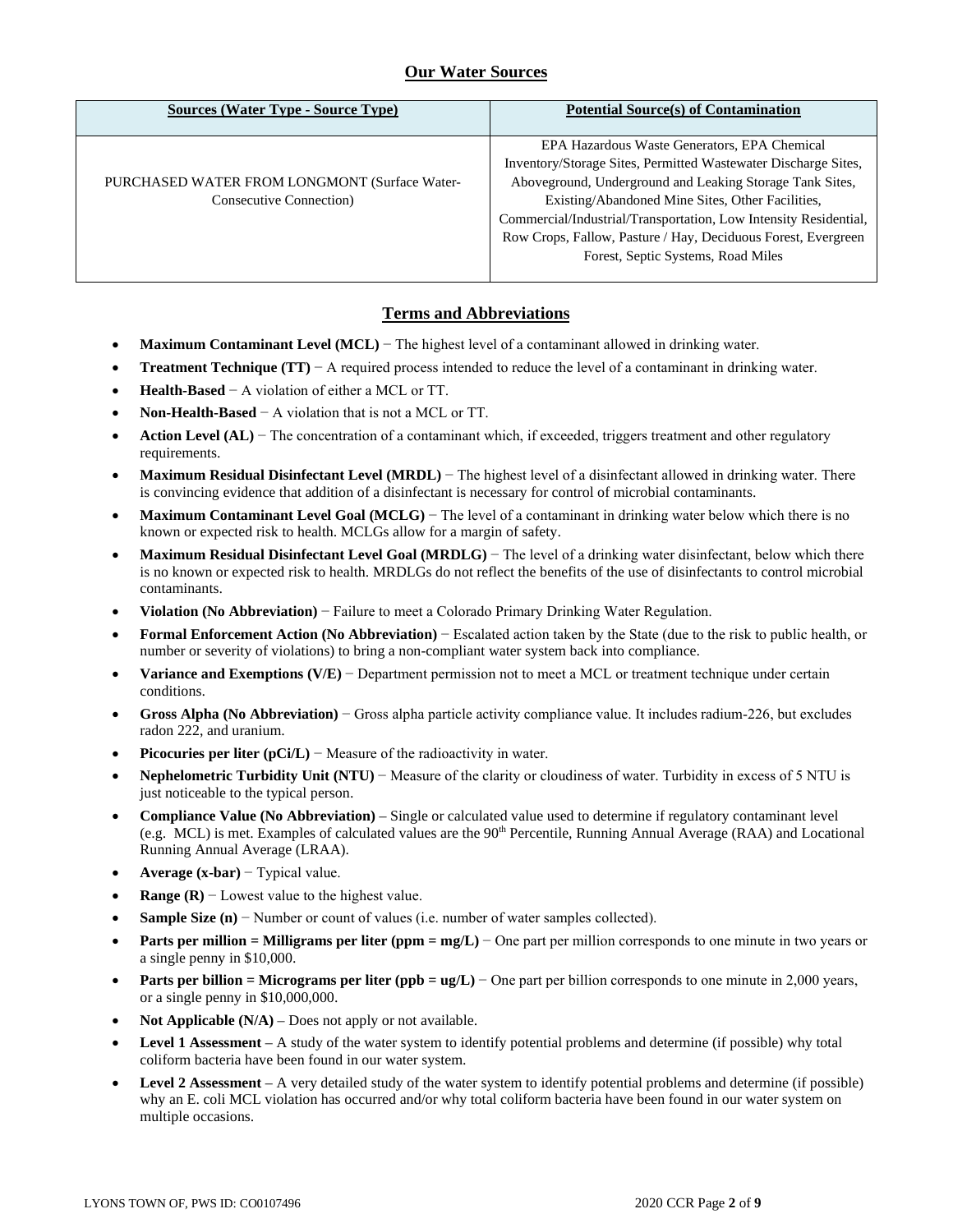## Our Water Sources

| Sources (Water Type - Source Type) | Potential Source(s) of Contamination |
| --- | --- |
| PURCHASED WATER FROM LONGMONT (Surface Water-Consecutive Connection) | EPA Hazardous Waste Generators, EPA Chemical Inventory/Storage Sites, Permitted Wastewater Discharge Sites, Aboveground, Underground and Leaking Storage Tank Sites, Existing/Abandoned Mine Sites, Other Facilities, Commercial/Industrial/Transportation, Low Intensity Residential, Row Crops, Fallow, Pasture / Hay, Deciduous Forest, Evergreen Forest, Septic Systems, Road Miles |

## Terms and Abbreviations

- **Maximum Contaminant Level (MCL)** − The highest level of a contaminant allowed in drinking water.
- **Treatment Technique (TT)** − A required process intended to reduce the level of a contaminant in drinking water.
- **Health-Based** − A violation of either a MCL or TT.
- **Non-Health-Based** − A violation that is not a MCL or TT.
- **Action Level (AL)** − The concentration of a contaminant which, if exceeded, triggers treatment and other regulatory requirements.
- **Maximum Residual Disinfectant Level (MRDL)** − The highest level of a disinfectant allowed in drinking water. There is convincing evidence that addition of a disinfectant is necessary for control of microbial contaminants.
- **Maximum Contaminant Level Goal (MCLG)** − The level of a contaminant in drinking water below which there is no known or expected risk to health. MCLGs allow for a margin of safety.
- **Maximum Residual Disinfectant Level Goal (MRDLG)** − The level of a drinking water disinfectant, below which there is no known or expected risk to health. MRDLGs do not reflect the benefits of the use of disinfectants to control microbial contaminants.
- **Violation (No Abbreviation)** − Failure to meet a Colorado Primary Drinking Water Regulation.
- **Formal Enforcement Action (No Abbreviation)** − Escalated action taken by the State (due to the risk to public health, or number or severity of violations) to bring a non-compliant water system back into compliance.
- **Variance and Exemptions (V/E)** − Department permission not to meet a MCL or treatment technique under certain conditions.
- **Gross Alpha (No Abbreviation)** − Gross alpha particle activity compliance value. It includes radium-226, but excludes radon 222, and uranium.
- **Picocuries per liter (pCi/L)** − Measure of the radioactivity in water.
- **Nephelometric Turbidity Unit (NTU)** − Measure of the clarity or cloudiness of water. Turbidity in excess of 5 NTU is just noticeable to the typical person.
- **Compliance Value (No Abbreviation)** – Single or calculated value used to determine if regulatory contaminant level (e.g. MCL) is met. Examples of calculated values are the 90th Percentile, Running Annual Average (RAA) and Locational Running Annual Average (LRAA).
- **Average (x-bar)** − Typical value.
- **Range (R)** − Lowest value to the highest value.
- **Sample Size (n)** − Number or count of values (i.e. number of water samples collected).
- **Parts per million = Milligrams per liter (ppm = mg/L)** − One part per million corresponds to one minute in two years or a single penny in $10,000.
- **Parts per billion = Micrograms per liter (ppb = ug/L)** − One part per billion corresponds to one minute in 2,000 years, or a single penny in $10,000,000.
- **Not Applicable (N/A)** – Does not apply or not available.
- **Level 1 Assessment** – A study of the water system to identify potential problems and determine (if possible) why total coliform bacteria have been found in our water system.
- **Level 2 Assessment** – A very detailed study of the water system to identify potential problems and determine (if possible) why an E. coli MCL violation has occurred and/or why total coliform bacteria have been found in our water system on multiple occasions.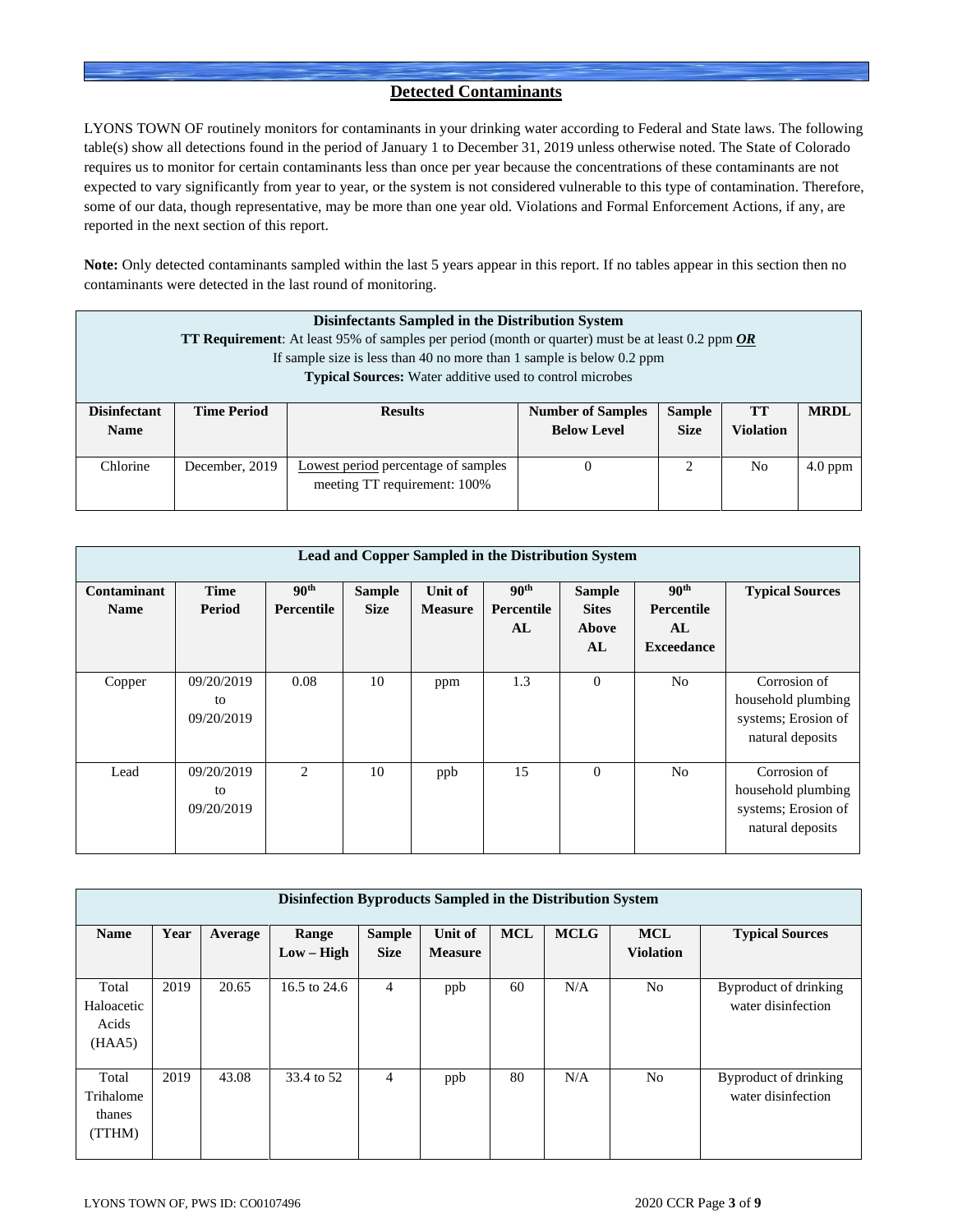## Detected Contaminants

LYONS TOWN OF routinely monitors for contaminants in your drinking water according to Federal and State laws. The following table(s) show all detections found in the period of January 1 to December 31, 2019 unless otherwise noted. The State of Colorado requires us to monitor for certain contaminants less than once per year because the concentrations of these contaminants are not expected to vary significantly from year to year, or the system is not considered vulnerable to this type of contamination. Therefore, some of our data, though representative, may be more than one year old. Violations and Formal Enforcement Actions, if any, are reported in the next section of this report.

**Note:** Only detected contaminants sampled within the last 5 years appear in this report. If no tables appear in this section then no contaminants were detected in the last round of monitoring.

**Disinfectants Sampled in the Distribution System**
**TT Requirement**: At least 95% of samples per period (month or quarter) must be at least 0.2 ppm ***OR***
If sample size is less than 40 no more than 1 sample is below 0.2 ppm
**Typical Sources:** Water additive used to control microbes

| Disinfectant Name | Time Period | Results | Number of Samples Below Level | Sample Size | TT Violation | MRDL |
|---|---|---|---|---|---|---|
| Chlorine | December, 2019 | Lowest period percentage of samples meeting TT requirement: 100% | 0 | 2 | No | 4.0 ppm |

**Lead and Copper Sampled in the Distribution System**

| Contaminant Name | Time Period | 90th Percentile | Sample Size | Unit of Measure | 90th Percentile AL | Sample Sites Above AL | 90th Percentile AL Exceedance | Typical Sources |
|---|---|---|---|---|---|---|---|---|
| Copper | 09/20/2019 to 09/20/2019 | 0.08 | 10 | ppm | 1.3 | 0 | No | Corrosion of household plumbing systems; Erosion of natural deposits |
| Lead | 09/20/2019 to 09/20/2019 | 2 | 10 | ppb | 15 | 0 | No | Corrosion of household plumbing systems; Erosion of natural deposits |

**Disinfection Byproducts Sampled in the Distribution System**

| Name | Year | Average | Range Low – High | Sample Size | Unit of Measure | MCL | MCLG | MCL Violation | Typical Sources |
|---|---|---|---|---|---|---|---|---|---|
| Total Haloacetic Acids (HAA5) | 2019 | 20.65 | 16.5 to 24.6 | 4 | ppb | 60 | N/A | No | Byproduct of drinking water disinfection |
| Total Trihalomethanes (TTHM) | 2019 | 43.08 | 33.4 to 52 | 4 | ppb | 80 | N/A | No | Byproduct of drinking water disinfection |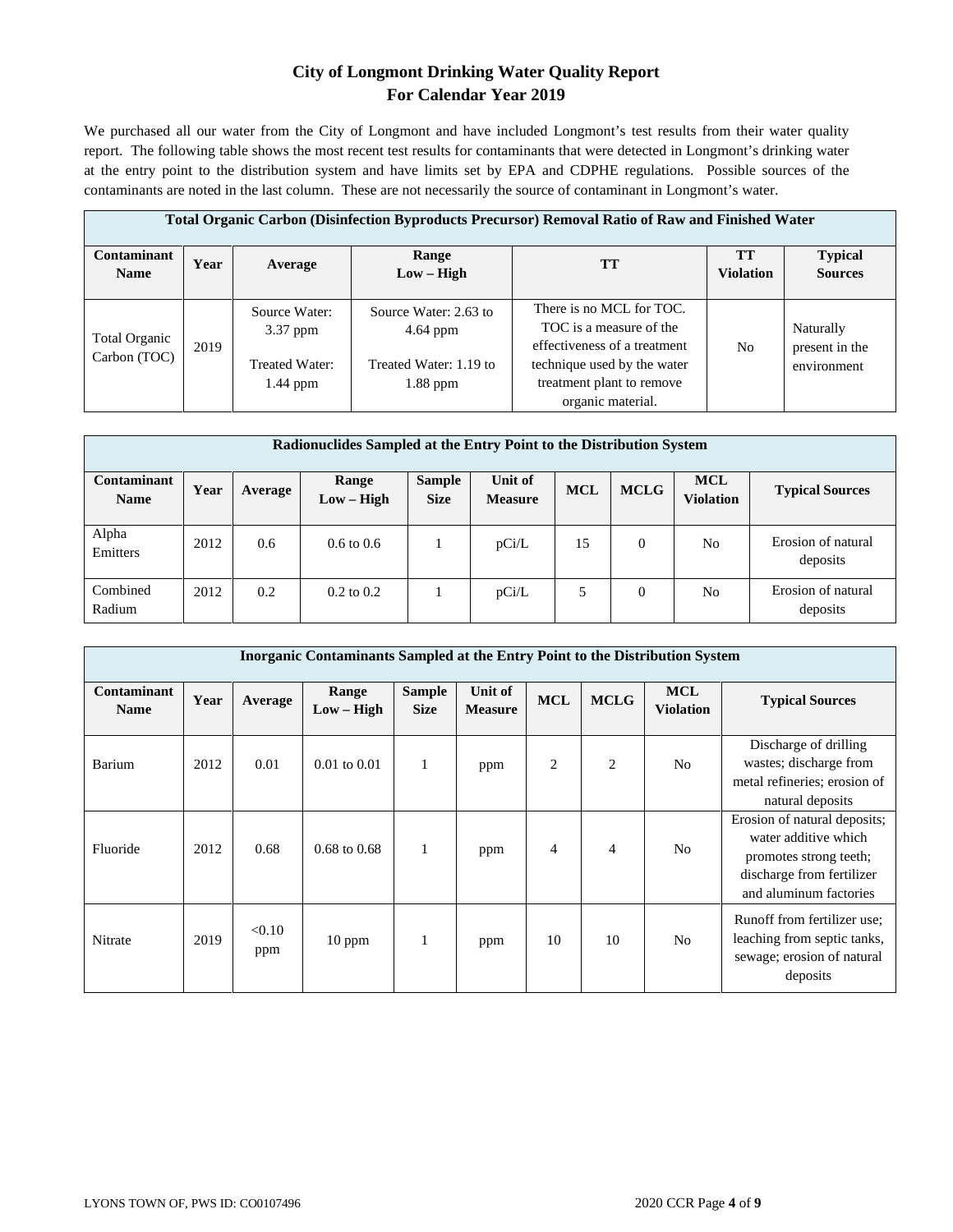# City of Longmont Drinking Water Quality Report
## For Calendar Year 2019

We purchased all our water from the City of Longmont and have included Longmont's test results from their water quality report. The following table shows the most recent test results for contaminants that were detected in Longmont's drinking water at the entry point to the distribution system and have limits set by EPA and CDPHE regulations. Possible sources of the contaminants are noted in the last column. These are not necessarily the source of contaminant in Longmont's water.

**Total Organic Carbon (Disinfection Byproducts Precursor) Removal Ratio of Raw and Finished Water**

| Contaminant Name | Year | Average | Range Low – High | TT | TT Violation | Typical Sources |
|---|---|---|---|---|---|---|
| Total Organic Carbon (TOC) | 2019 | Source Water: 3.37 ppm<br><br>Treated Water: 1.44 ppm | Source Water: 2.63 to 4.64 ppm<br><br>Treated Water: 1.19 to 1.88 ppm | There is no MCL for TOC. TOC is a measure of the effectiveness of a treatment technique used by the water treatment plant to remove organic material. | No | Naturally present in the environment |

**Radionuclides Sampled at the Entry Point to the Distribution System**

| Contaminant Name | Year | Average | Range Low – High | Sample Size | Unit of Measure | MCL | MCLG | MCL Violation | Typical Sources |
|---|---|---|---|---|---|---|---|---|---|
| Alpha Emitters | 2012 | 0.6 | 0.6 to 0.6 | 1 | pCi/L | 15 | 0 | No | Erosion of natural deposits |
| Combined Radium | 2012 | 0.2 | 0.2 to 0.2 | 1 | pCi/L | 5 | 0 | No | Erosion of natural deposits |

**Inorganic Contaminants Sampled at the Entry Point to the Distribution System**

| Contaminant Name | Year | Average | Range Low – High | Sample Size | Unit of Measure | MCL | MCLG | MCL Violation | Typical Sources |
|---|---|---|---|---|---|---|---|---|---|
| Barium | 2012 | 0.01 | 0.01 to 0.01 | 1 | ppm | 2 | 2 | No | Discharge of drilling wastes; discharge from metal refineries; erosion of natural deposits |
| Fluoride | 2012 | 0.68 | 0.68 to 0.68 | 1 | ppm | 4 | 4 | No | Erosion of natural deposits; water additive which promotes strong teeth; discharge from fertilizer and aluminum factories |
| Nitrate | 2019 | <0.10 ppm | 10 ppm | 1 | ppm | 10 | 10 | No | Runoff from fertilizer use; leaching from septic tanks, sewage; erosion of natural deposits |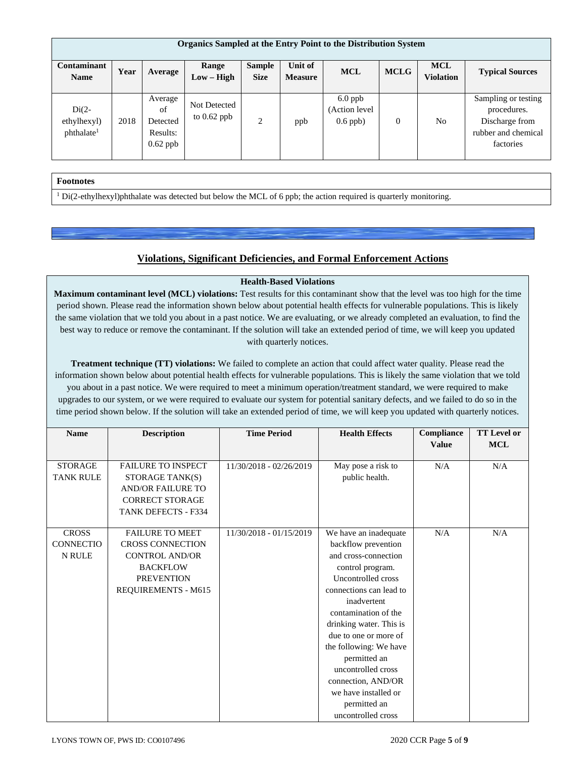| Organics Sampled at the Entry Point to the Distribution System | | | | | | | | | |
|---|---|---|---|---|---|---|---|---|---|
| Contaminant Name | Year | Average | Range Low – High | Sample Size | Unit of Measure | MCL | MCLG | MCL Violation | Typical Sources |
| Di(2-ethylhexyl) phthalate[1] | 2018 | Average of Detected Results: 0.62 ppb | Not Detected to 0.62 ppb | 2 | ppb | 6.0 ppb (Action level 0.6 ppb) | 0 | No | Sampling or testing procedures. Discharge from rubber and chemical factories |

**Footnotes**

[1] Di(2-ethylhexyl)phthalate was detected but below the MCL of 6 ppb; the action required is quarterly monitoring.

## Violations, Significant Deficiencies, and Formal Enforcement Actions

### Health-Based Violations

**Maximum contaminant level (MCL) violations:** Test results for this contaminant show that the level was too high for the time period shown. Please read the information shown below about potential health effects for vulnerable populations. This is likely the same violation that we told you about in a past notice. We are evaluating, or we already completed an evaluation, to find the best way to reduce or remove the contaminant. If the solution will take an extended period of time, we will keep you updated with quarterly notices.

**Treatment technique (TT) violations:** We failed to complete an action that could affect water quality. Please read the information shown below about potential health effects for vulnerable populations. This is likely the same violation that we told you about in a past notice. We were required to meet a minimum operation/treatment standard, we were required to make upgrades to our system, or we were required to evaluate our system for potential sanitary defects, and we failed to do so in the time period shown below. If the solution will take an extended period of time, we will keep you updated with quarterly notices.

| Name | Description | Time Period | Health Effects | Compliance Value | TT Level or MCL |
|---|---|---|---|---|---|
| STORAGE TANK RULE | FAILURE TO INSPECT STORAGE TANK(S) AND/OR FAILURE TO CORRECT STORAGE TANK DEFECTS - F334 | 11/30/2018 - 02/26/2019 | May pose a risk to public health. | N/A | N/A |
| CROSS CONNECTION RULE | FAILURE TO MEET CROSS CONNECTION CONTROL AND/OR BACKFLOW PREVENTION REQUIREMENTS - M615 | 11/30/2018 - 01/15/2019 | We have an inadequate backflow prevention and cross-connection control program. Uncontrolled cross connections can lead to inadvertent contamination of the drinking water. This is due to one or more of the following: We have permitted an uncontrolled cross connection, AND/OR we have installed or permitted an uncontrolled cross | N/A | N/A |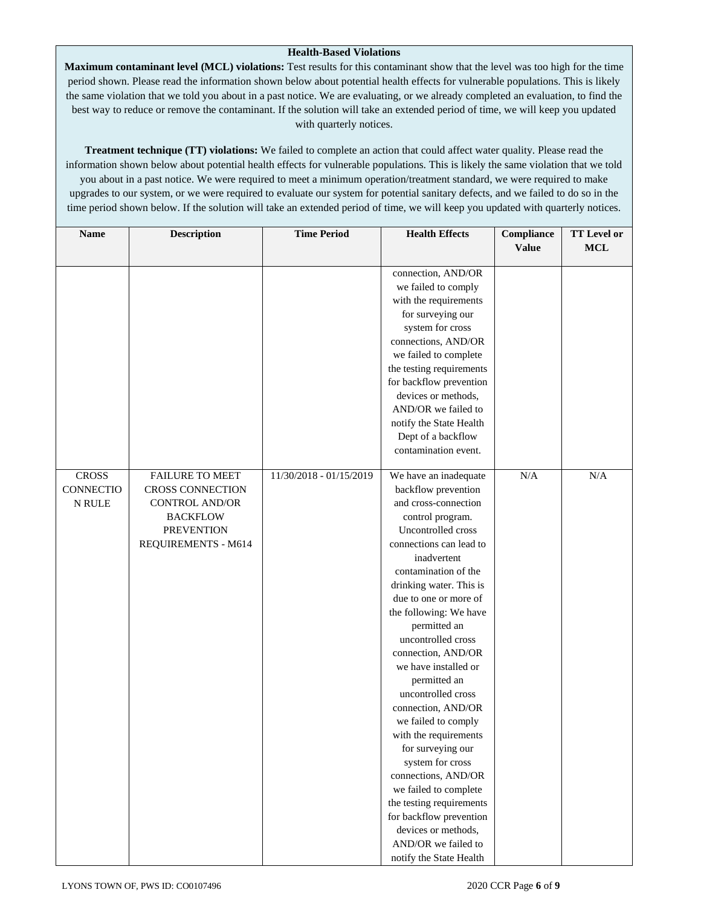**Health-Based Violations**

**Maximum contaminant level (MCL) violations:** Test results for this contaminant show that the level was too high for the time period shown. Please read the information shown below about potential health effects for vulnerable populations. This is likely the same violation that we told you about in a past notice. We are evaluating, or we already completed an evaluation, to find the best way to reduce or remove the contaminant. If the solution will take an extended period of time, we will keep you updated with quarterly notices.

**Treatment technique (TT) violations:** We failed to complete an action that could affect water quality. Please read the information shown below about potential health effects for vulnerable populations. This is likely the same violation that we told you about in a past notice. We were required to meet a minimum operation/treatment standard, we were required to make upgrades to our system, or we were required to evaluate our system for potential sanitary defects, and we failed to do so in the time period shown below. If the solution will take an extended period of time, we will keep you updated with quarterly notices.

| Name | Description | Time Period | Health Effects | Compliance Value | TT Level or MCL |
|---|---|---|---|---|---|
| | | | connection, AND/OR we failed to comply with the requirements for surveying our system for cross connections, AND/OR we failed to complete the testing requirements for backflow prevention devices or methods, AND/OR we failed to notify the State Health Dept of a backflow contamination event. | | |
| CROSS CONNECTION RULE | FAILURE TO MEET CROSS CONNECTION CONTROL AND/OR BACKFLOW PREVENTION REQUIREMENTS - M614 | 11/30/2018 - 01/15/2019 | We have an inadequate backflow prevention and cross-connection control program. Uncontrolled cross connections can lead to inadvertent contamination of the drinking water. This is due to one or more of the following: We have permitted an uncontrolled cross connection, AND/OR we have installed or permitted an uncontrolled cross connection, AND/OR we failed to comply with the requirements for surveying our system for cross connections, AND/OR we failed to complete the testing requirements for backflow prevention devices or methods, AND/OR we failed to notify the State Health | N/A | N/A |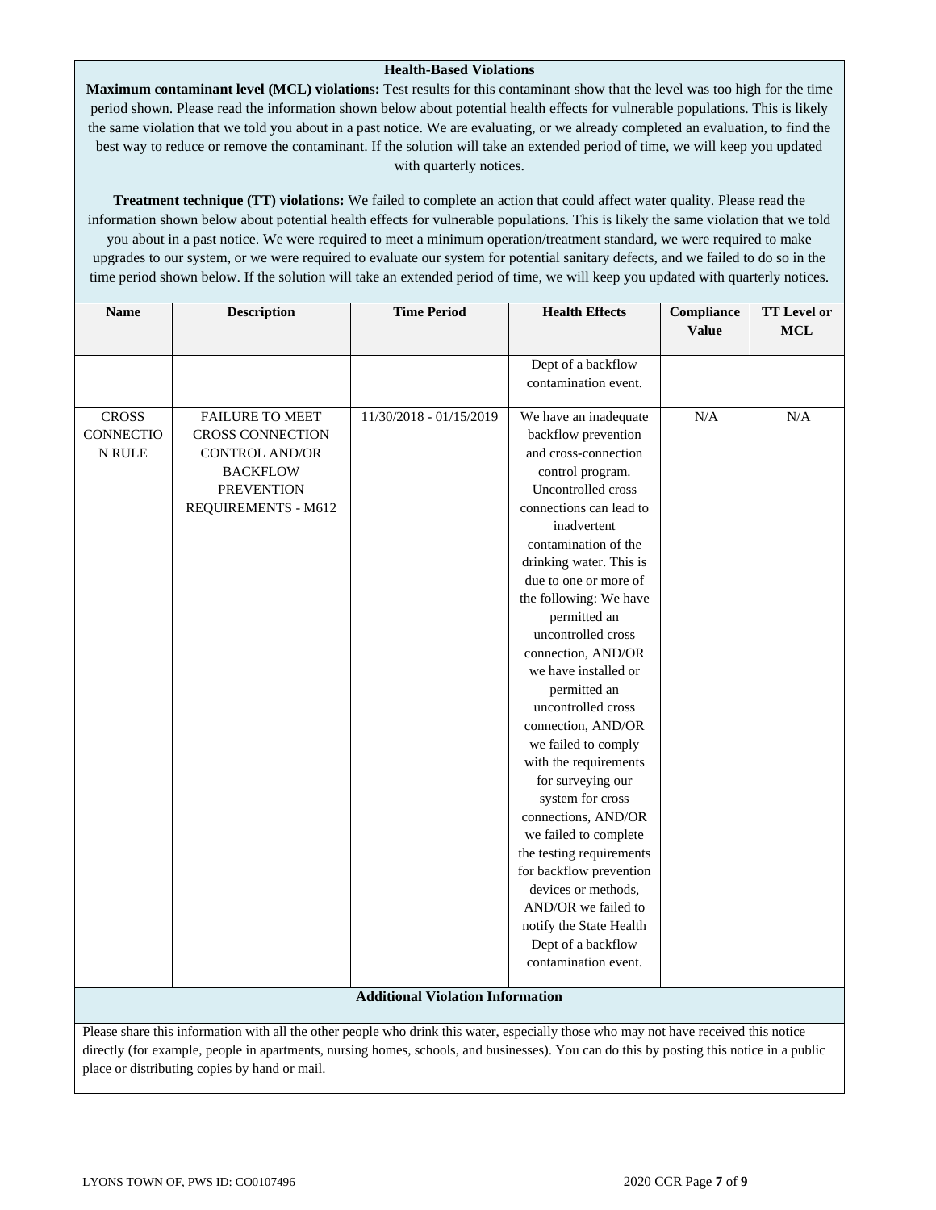### Health-Based Violations

**Maximum contaminant level (MCL) violations:** Test results for this contaminant show that the level was too high for the time period shown. Please read the information shown below about potential health effects for vulnerable populations. This is likely the same violation that we told you about in a past notice. We are evaluating, or we already completed an evaluation, to find the best way to reduce or remove the contaminant. If the solution will take an extended period of time, we will keep you updated with quarterly notices.

**Treatment technique (TT) violations:** We failed to complete an action that could affect water quality. Please read the information shown below about potential health effects for vulnerable populations. This is likely the same violation that we told you about in a past notice. We were required to meet a minimum operation/treatment standard, we were required to make upgrades to our system, or we were required to evaluate our system for potential sanitary defects, and we failed to do so in the time period shown below. If the solution will take an extended period of time, we will keep you updated with quarterly notices.

| Name | Description | Time Period | Health Effects | Compliance Value | TT Level or MCL |
|---|---|---|---|---|---|
| | | | Dept of a backflow contamination event. | | |
| CROSS CONNECTION RULE | FAILURE TO MEET CROSS CONNECTION CONTROL AND/OR BACKFLOW PREVENTION REQUIREMENTS - M612 | 11/30/2018 - 01/15/2019 | We have an inadequate backflow prevention and cross-connection control program. Uncontrolled cross connections can lead to inadvertent contamination of the drinking water. This is due to one or more of the following: We have permitted an uncontrolled cross connection, AND/OR we have installed or permitted an uncontrolled cross connection, AND/OR we failed to comply with the requirements for surveying our system for cross connections, AND/OR we failed to complete the testing requirements for backflow prevention devices or methods, AND/OR we failed to notify the State Health Dept of a backflow contamination event. | N/A | N/A |

### Additional Violation Information

Please share this information with all the other people who drink this water, especially those who may not have received this notice directly (for example, people in apartments, nursing homes, schools, and businesses). You can do this by posting this notice in a public place or distributing copies by hand or mail.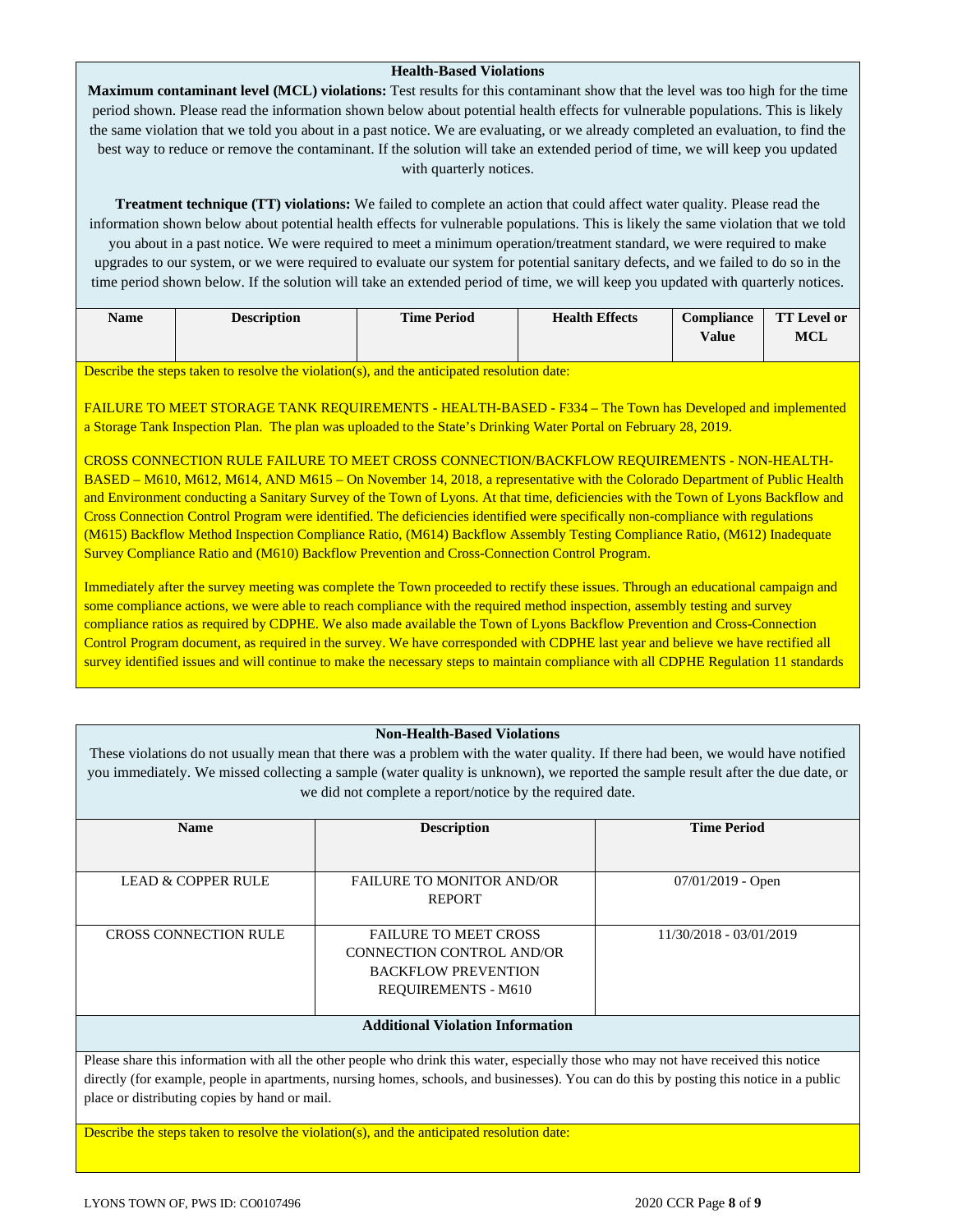### Health-Based Violations

**Maximum contaminant level (MCL) violations:** Test results for this contaminant show that the level was too high for the time period shown. Please read the information shown below about potential health effects for vulnerable populations. This is likely the same violation that we told you about in a past notice. We are evaluating, or we already completed an evaluation, to find the best way to reduce or remove the contaminant. If the solution will take an extended period of time, we will keep you updated with quarterly notices.

**Treatment technique (TT) violations:** We failed to complete an action that could affect water quality. Please read the information shown below about potential health effects for vulnerable populations. This is likely the same violation that we told you about in a past notice. We were required to meet a minimum operation/treatment standard, we were required to make upgrades to our system, or we were required to evaluate our system for potential sanitary defects, and we failed to do so in the time period shown below. If the solution will take an extended period of time, we will keep you updated with quarterly notices.

| Name | Description | Time Period | Health Effects | Compliance Value | TT Level or MCL |
|---|---|---|---|---|---|

Describe the steps taken to resolve the violation(s), and the anticipated resolution date:

FAILURE TO MEET STORAGE TANK REQUIREMENTS - HEALTH-BASED - F334 – The Town has Developed and implemented a Storage Tank Inspection Plan. The plan was uploaded to the State's Drinking Water Portal on February 28, 2019.

CROSS CONNECTION RULE FAILURE TO MEET CROSS CONNECTION/BACKFLOW REQUIREMENTS - NON-HEALTH-BASED – M610, M612, M614, AND M615 – On November 14, 2018, a representative with the Colorado Department of Public Health and Environment conducting a Sanitary Survey of the Town of Lyons. At that time, deficiencies with the Town of Lyons Backflow and Cross Connection Control Program were identified. The deficiencies identified were specifically non-compliance with regulations (M615) Backflow Method Inspection Compliance Ratio, (M614) Backflow Assembly Testing Compliance Ratio, (M612) Inadequate Survey Compliance Ratio and (M610) Backflow Prevention and Cross-Connection Control Program.

Immediately after the survey meeting was complete the Town proceeded to rectify these issues. Through an educational campaign and some compliance actions, we were able to reach compliance with the required method inspection, assembly testing and survey compliance ratios as required by CDPHE. We also made available the Town of Lyons Backflow Prevention and Cross-Connection Control Program document, as required in the survey. We have corresponded with CDPHE last year and believe we have rectified all survey identified issues and will continue to make the necessary steps to maintain compliance with all CDPHE Regulation 11 standards

### Non-Health-Based Violations

These violations do not usually mean that there was a problem with the water quality. If there had been, we would have notified you immediately. We missed collecting a sample (water quality is unknown), we reported the sample result after the due date, or we did not complete a report/notice by the required date.

| Name | Description | Time Period |
|---|---|---|
| LEAD & COPPER RULE | FAILURE TO MONITOR AND/OR REPORT | 07/01/2019 - Open |
| CROSS CONNECTION RULE | FAILURE TO MEET CROSS CONNECTION CONTROL AND/OR BACKFLOW PREVENTION REQUIREMENTS - M610 | 11/30/2018 - 03/01/2019 |

### Additional Violation Information

Please share this information with all the other people who drink this water, especially those who may not have received this notice directly (for example, people in apartments, nursing homes, schools, and businesses). You can do this by posting this notice in a public place or distributing copies by hand or mail.

Describe the steps taken to resolve the violation(s), and the anticipated resolution date: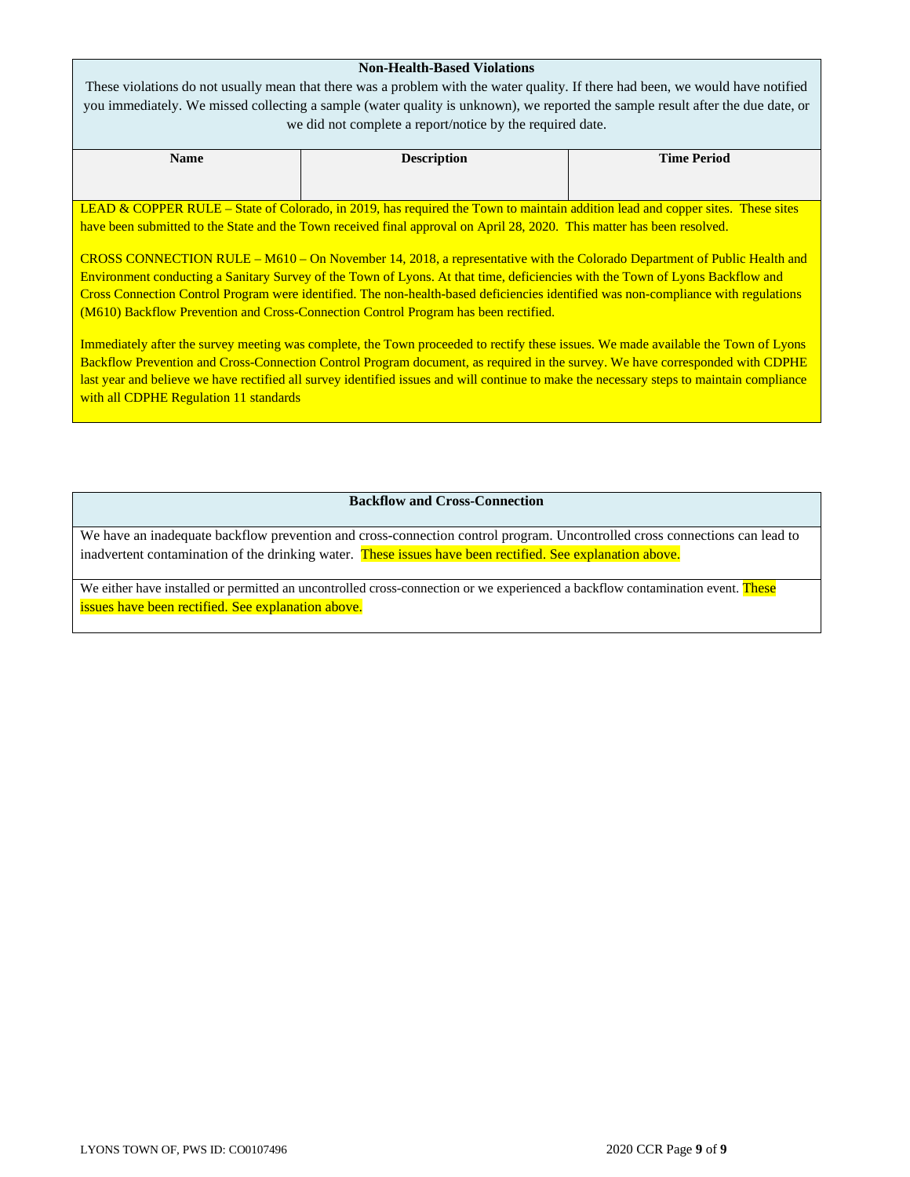**Non-Health-Based Violations**

These violations do not usually mean that there was a problem with the water quality. If there had been, we would have notified you immediately. We missed collecting a sample (water quality is unknown), we reported the sample result after the due date, or we did not complete a report/notice by the required date.

| Name | Description | Time Period |
|---|---|---|

LEAD & COPPER RULE – State of Colorado, in 2019, has required the Town to maintain addition lead and copper sites. These sites have been submitted to the State and the Town received final approval on April 28, 2020. This matter has been resolved.

CROSS CONNECTION RULE – M610 – On November 14, 2018, a representative with the Colorado Department of Public Health and Environment conducting a Sanitary Survey of the Town of Lyons. At that time, deficiencies with the Town of Lyons Backflow and Cross Connection Control Program were identified. The non-health-based deficiencies identified was non-compliance with regulations (M610) Backflow Prevention and Cross-Connection Control Program has been rectified.

Immediately after the survey meeting was complete, the Town proceeded to rectify these issues. We made available the Town of Lyons Backflow Prevention and Cross-Connection Control Program document, as required in the survey. We have corresponded with CDPHE last year and believe we have rectified all survey identified issues and will continue to make the necessary steps to maintain compliance with all CDPHE Regulation 11 standards

**Backflow and Cross-Connection**

We have an inadequate backflow prevention and cross-connection control program. Uncontrolled cross connections can lead to inadvertent contamination of the drinking water. These issues have been rectified. See explanation above.

We either have installed or permitted an uncontrolled cross-connection or we experienced a backflow contamination event. These issues have been rectified. See explanation above.